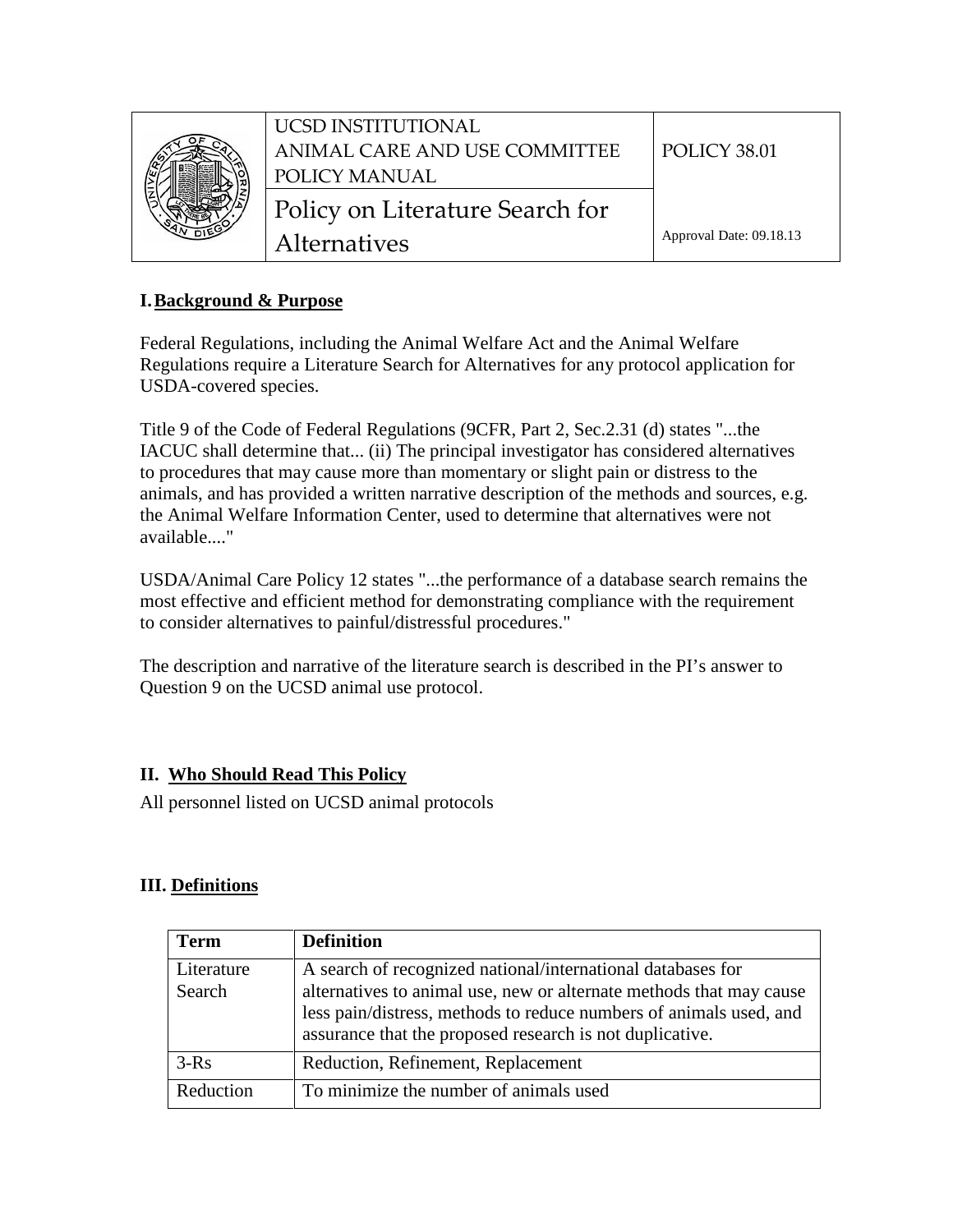| | UCSD INSTITUTIONAL ANIMAL CARE AND USE COMMITTEE POLICY MANUAL | POLICY 38.01 |
|---|---|---|
| | Policy on Literature Search for Alternatives | Approval Date: 09.18.13 |

## I. Background & Purpose

Federal Regulations, including the Animal Welfare Act and the Animal Welfare Regulations require a Literature Search for Alternatives for any protocol application for USDA-covered species.

Title 9 of the Code of Federal Regulations (9CFR, Part 2, Sec.2.31 (d) states "...the IACUC shall determine that... (ii) The principal investigator has considered alternatives to procedures that may cause more than momentary or slight pain or distress to the animals, and has provided a written narrative description of the methods and sources, e.g. the Animal Welfare Information Center, used to determine that alternatives were not available...."

USDA/Animal Care Policy 12 states "...the performance of a database search remains the most effective and efficient method for demonstrating compliance with the requirement to consider alternatives to painful/distressful procedures."

The description and narrative of the literature search is described in the PI's answer to Question 9 on the UCSD animal use protocol.

## II. Who Should Read This Policy

All personnel listed on UCSD animal protocols

## III. Definitions

| Term | Definition |
|---|---|
| Literature Search | A search of recognized national/international databases for alternatives to animal use, new or alternate methods that may cause less pain/distress, methods to reduce numbers of animals used, and assurance that the proposed research is not duplicative. |
| 3-Rs | Reduction, Refinement, Replacement |
| Reduction | To minimize the number of animals used |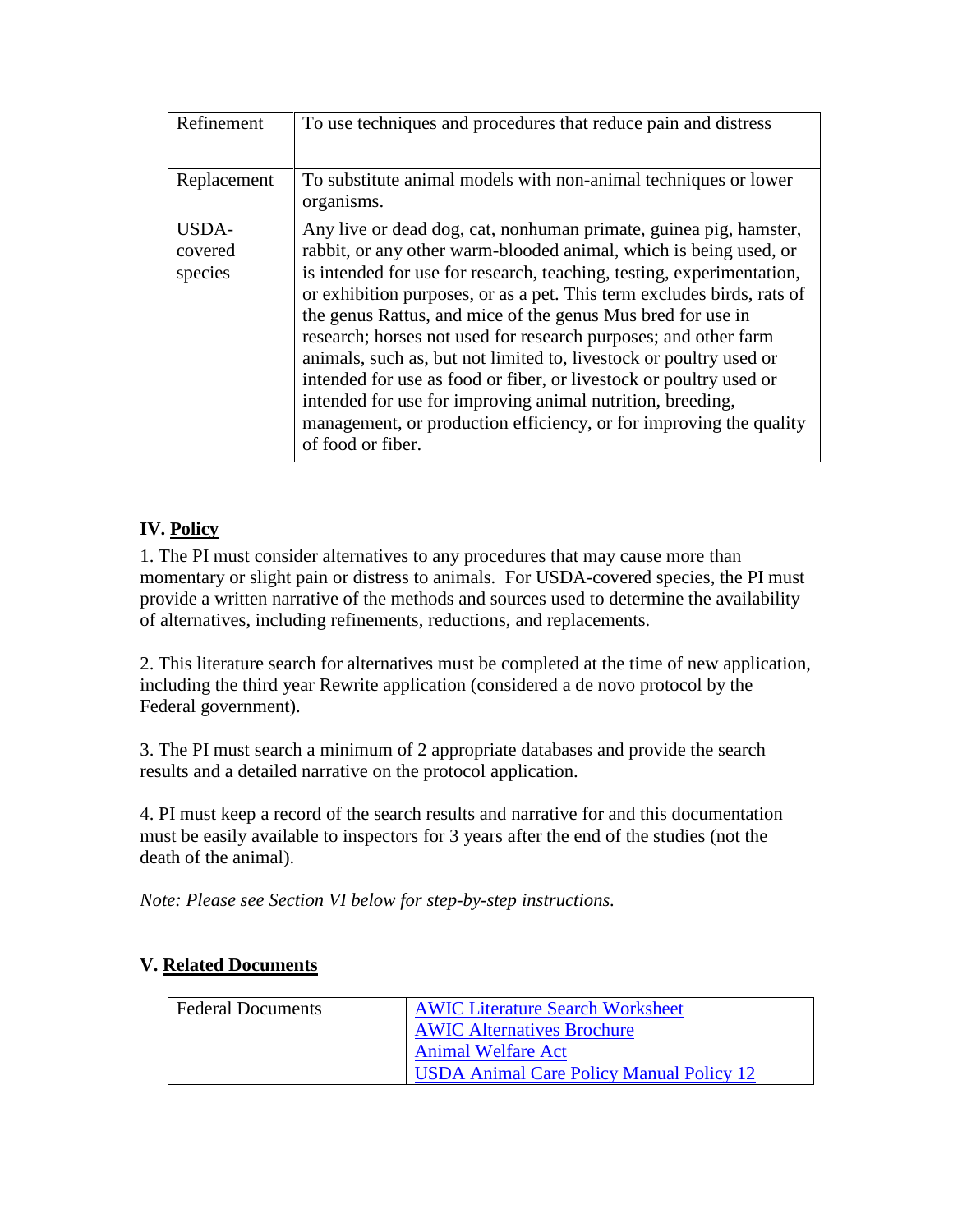| | |
|---|---|
| Refinement | To use techniques and procedures that reduce pain and distress |
| Replacement | To substitute animal models with non-animal techniques or lower organisms. |
| USDA-covered species | Any live or dead dog, cat, nonhuman primate, guinea pig, hamster, rabbit, or any other warm-blooded animal, which is being used, or is intended for use for research, teaching, testing, experimentation, or exhibition purposes, or as a pet. This term excludes birds, rats of the genus Rattus, and mice of the genus Mus bred for use in research; horses not used for research purposes; and other farm animals, such as, but not limited to, livestock or poultry used or intended for use as food or fiber, or livestock or poultry used or intended for use for improving animal nutrition, breeding, management, or production efficiency, or for improving the quality of food or fiber. |

## IV. Policy

1. The PI must consider alternatives to any procedures that may cause more than momentary or slight pain or distress to animals. For USDA-covered species, the PI must provide a written narrative of the methods and sources used to determine the availability of alternatives, including refinements, reductions, and replacements.

2. This literature search for alternatives must be completed at the time of new application, including the third year Rewrite application (considered a de novo protocol by the Federal government).

3. The PI must search a minimum of 2 appropriate databases and provide the search results and a detailed narrative on the protocol application.

4. PI must keep a record of the search results and narrative for and this documentation must be easily available to inspectors for 3 years after the end of the studies (not the death of the animal).

*Note: Please see Section VI below for step-by-step instructions.*

## V. Related Documents

| | |
|---|---|
| Federal Documents | AWIC Literature Search Worksheet<br>AWIC Alternatives Brochure<br>Animal Welfare Act<br>USDA Animal Care Policy Manual Policy 12 |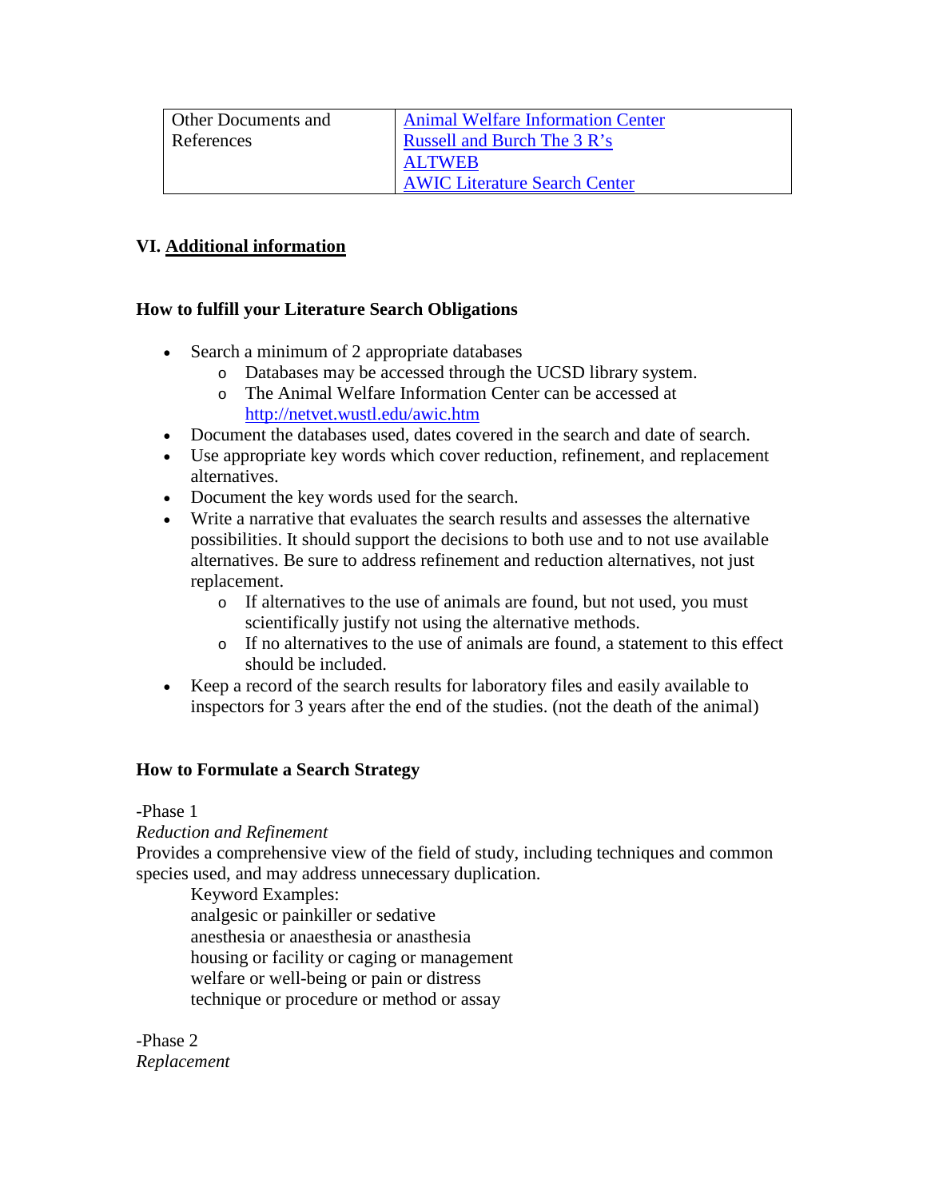| Other Documents and References | Animal Welfare Information Center<br>Russell and Burch The 3 R's<br>ALTWEB<br>AWIC Literature Search Center |
|---|---|

## VI. Additional information

### How to fulfill your Literature Search Obligations

- Search a minimum of 2 appropriate databases
  - Databases may be accessed through the UCSD library system.
  - The Animal Welfare Information Center can be accessed at http://netvet.wustl.edu/awic.htm
- Document the databases used, dates covered in the search and date of search.
- Use appropriate key words which cover reduction, refinement, and replacement alternatives.
- Document the key words used for the search.
- Write a narrative that evaluates the search results and assesses the alternative possibilities. It should support the decisions to both use and to not use available alternatives. Be sure to address refinement and reduction alternatives, not just replacement.
  - If alternatives to the use of animals are found, but not used, you must scientifically justify not using the alternative methods.
  - If no alternatives to the use of animals are found, a statement to this effect should be included.
- Keep a record of the search results for laboratory files and easily available to inspectors for 3 years after the end of the studies. (not the death of the animal)

### How to Formulate a Search Strategy

-Phase 1

*Reduction and Refinement*

Provides a comprehensive view of the field of study, including techniques and common species used, and may address unnecessary duplication.

Keyword Examples:
analgesic or painkiller or sedative
anesthesia or anaesthesia or anasthesia
housing or facility or caging or management
welfare or well-being or pain or distress
technique or procedure or method or assay

-Phase 2

*Replacement*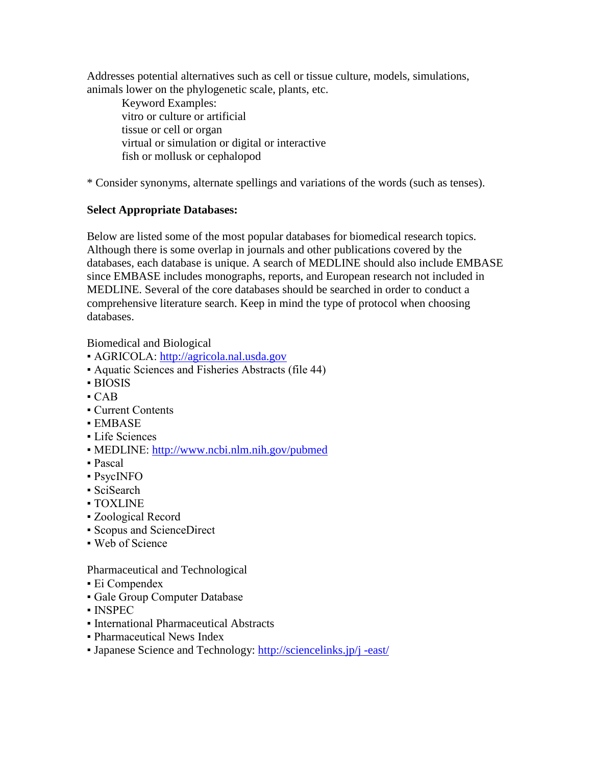Addresses potential alternatives such as cell or tissue culture, models, simulations, animals lower on the phylogenetic scale, plants, etc.

Keyword Examples:
vitro or culture or artificial
tissue or cell or organ
virtual or simulation or digital or interactive
fish or mollusk or cephalopod

* Consider synonyms, alternate spellings and variations of the words (such as tenses).

**Select Appropriate Databases:**

Below are listed some of the most popular databases for biomedical research topics. Although there is some overlap in journals and other publications covered by the databases, each database is unique. A search of MEDLINE should also include EMBASE since EMBASE includes monographs, reports, and European research not included in MEDLINE. Several of the core databases should be searched in order to conduct a comprehensive literature search. Keep in mind the type of protocol when choosing databases.

Biomedical and Biological

- AGRICOLA: [http://agricola.nal.usda.gov](http://agricola.nal.usda.gov)
- Aquatic Sciences and Fisheries Abstracts (file 44)
- BIOSIS
- CAB
- Current Contents
- EMBASE
- Life Sciences
- MEDLINE: [http://www.ncbi.nlm.nih.gov/pubmed](http://www.ncbi.nlm.nih.gov/pubmed)
- Pascal
- PsycINFO
- SciSearch
- TOXLINE
- Zoological Record
- Scopus and ScienceDirect
- Web of Science

Pharmaceutical and Technological

- Ei Compendex
- Gale Group Computer Database
- INSPEC
- International Pharmaceutical Abstracts
- Pharmaceutical News Index
- Japanese Science and Technology: [http://sciencelinks.jp/j -east/](http://sciencelinks.jp/j-east/)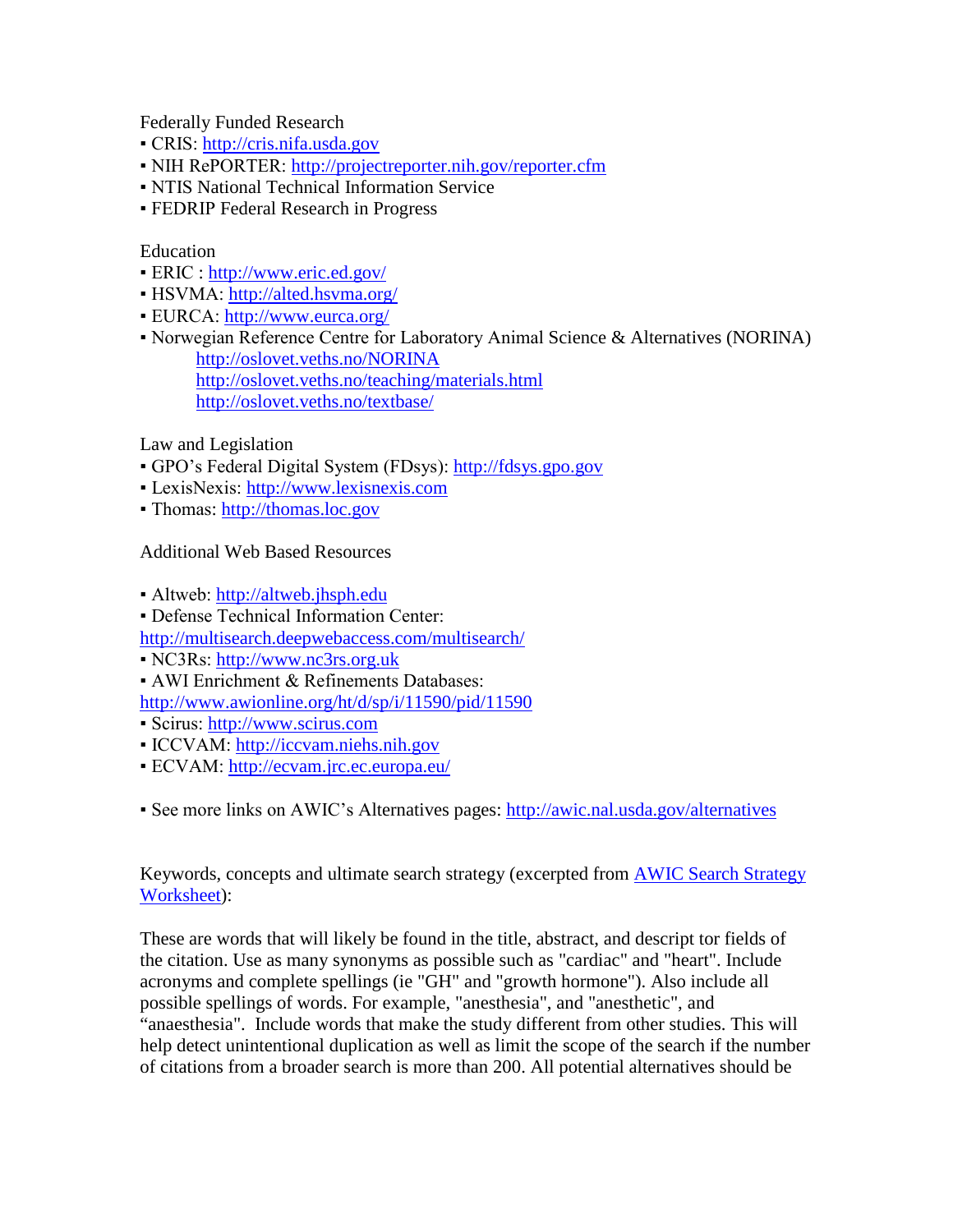Federally Funded Research

- CRIS: http://cris.nifa.usda.gov
- NIH RePORTER: http://projectreporter.nih.gov/reporter.cfm
- NTIS National Technical Information Service
- FEDRIP Federal Research in Progress

Education

- ERIC : http://www.eric.ed.gov/
- HSVMA: http://alted.hsvma.org/
- EURCA: http://www.eurca.org/
- Norwegian Reference Centre for Laboratory Animal Science & Alternatives (NORINA)
  - http://oslovet.veths.no/NORINA
  - http://oslovet.veths.no/teaching/materials.html
  - http://oslovet.veths.no/textbase/

Law and Legislation

- GPO's Federal Digital System (FDsys): http://fdsys.gpo.gov
- LexisNexis: http://www.lexisnexis.com
- Thomas: http://thomas.loc.gov

Additional Web Based Resources

- Altweb: http://altweb.jhsph.edu
- Defense Technical Information Center: http://multisearch.deepwebaccess.com/multisearch/
- NC3Rs: http://www.nc3rs.org.uk
- AWI Enrichment & Refinements Databases: http://www.awionline.org/ht/d/sp/i/11590/pid/11590
- Scirus: http://www.scirus.com
- ICCVAM: http://iccvam.niehs.nih.gov
- ECVAM: http://ecvam.jrc.ec.europa.eu/

- See more links on AWIC's Alternatives pages: http://awic.nal.usda.gov/alternatives

Keywords, concepts and ultimate search strategy (excerpted from AWIC Search Strategy Worksheet):

These are words that will likely be found in the title, abstract, and descript tor fields of the citation. Use as many synonyms as possible such as "cardiac" and "heart". Include acronyms and complete spellings (ie "GH" and "growth hormone"). Also include all possible spellings of words. For example, "anesthesia", and "anesthetic", and "anaesthesia". Include words that make the study different from other studies. This will help detect unintentional duplication as well as limit the scope of the search if the number of citations from a broader search is more than 200. All potential alternatives should be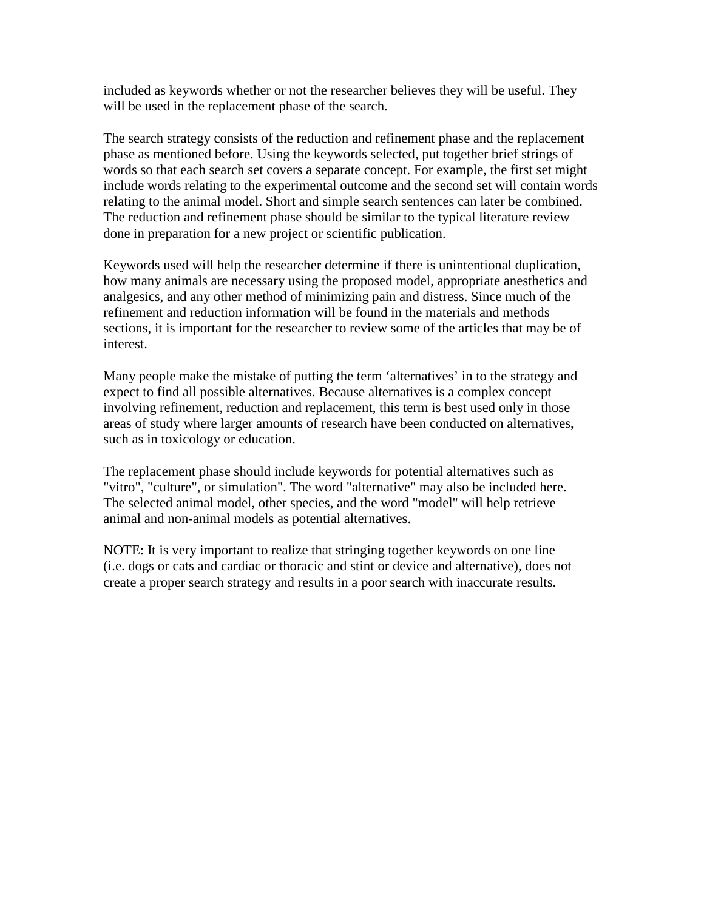included as keywords whether or not the researcher believes they will be useful. They will be used in the replacement phase of the search.

The search strategy consists of the reduction and refinement phase and the replacement phase as mentioned before. Using the keywords selected, put together brief strings of words so that each search set covers a separate concept. For example, the first set might include words relating to the experimental outcome and the second set will contain words relating to the animal model. Short and simple search sentences can later be combined. The reduction and refinement phase should be similar to the typical literature review done in preparation for a new project or scientific publication.

Keywords used will help the researcher determine if there is unintentional duplication, how many animals are necessary using the proposed model, appropriate anesthetics and analgesics, and any other method of minimizing pain and distress. Since much of the refinement and reduction information will be found in the materials and methods sections, it is important for the researcher to review some of the articles that may be of interest.

Many people make the mistake of putting the term 'alternatives' in to the strategy and expect to find all possible alternatives. Because alternatives is a complex concept involving refinement, reduction and replacement, this term is best used only in those areas of study where larger amounts of research have been conducted on alternatives, such as in toxicology or education.

The replacement phase should include keywords for potential alternatives such as "vitro", "culture", or simulation". The word "alternative" may also be included here. The selected animal model, other species, and the word "model" will help retrieve animal and non-animal models as potential alternatives.

NOTE: It is very important to realize that stringing together keywords on one line (i.e. dogs or cats and cardiac or thoracic and stint or device and alternative), does not create a proper search strategy and results in a poor search with inaccurate results.